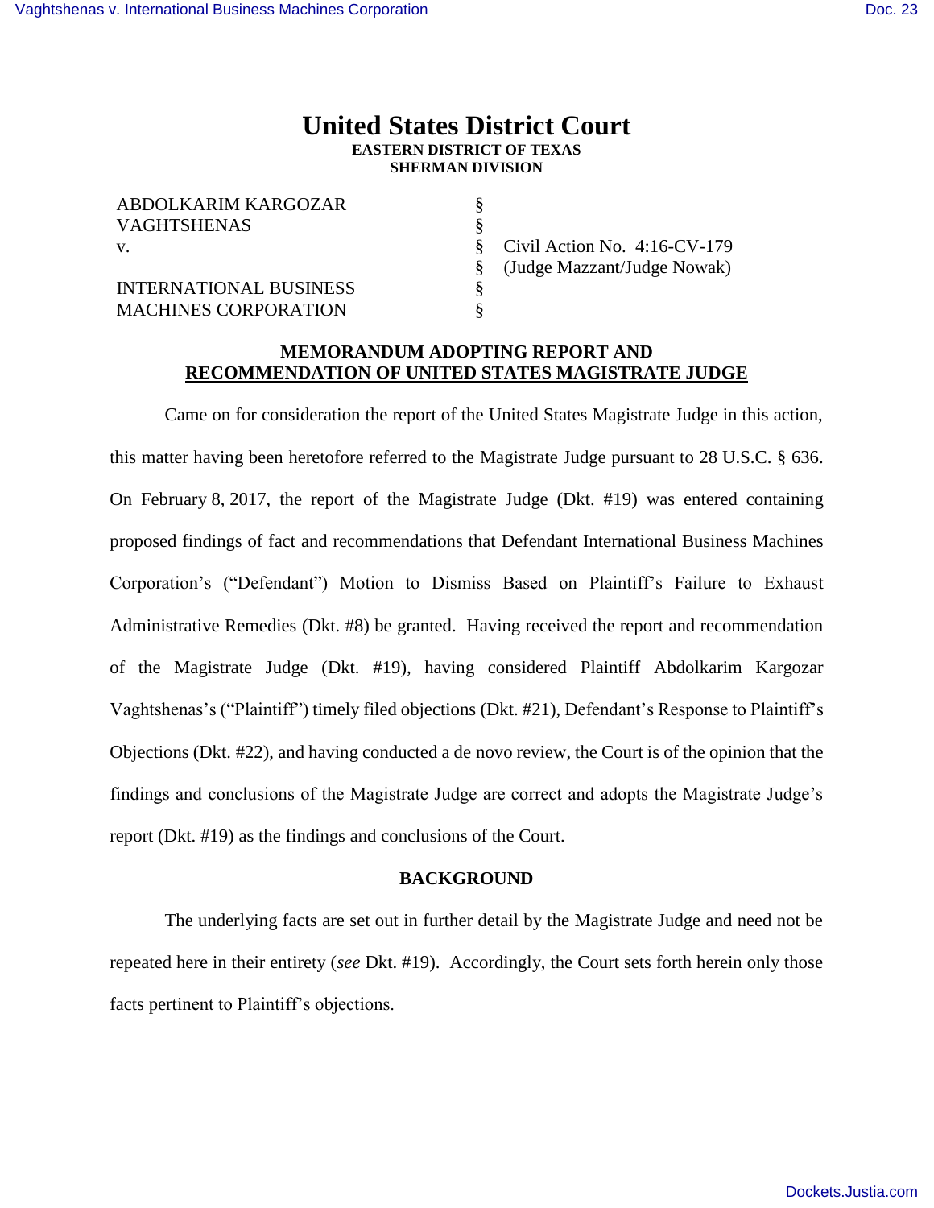# United States District Court
**EASTERN DISTRICT OF TEXAS**
**SHERMAN DIVISION**

| | | |
|---|---|---|
| ABDOLKARIM KARGOZAR VAGHTSHENAS | § | |
| | § | |
| v. | § | Civil Action No. 4:16-CV-179 |
| | § | (Judge Mazzant/Judge Nowak) |
| INTERNATIONAL BUSINESS MACHINES CORPORATION | § | |
| | § | |

**MEMORANDUM ADOPTING REPORT AND RECOMMENDATION OF UNITED STATES MAGISTRATE JUDGE**

Came on for consideration the report of the United States Magistrate Judge in this action, this matter having been heretofore referred to the Magistrate Judge pursuant to 28 U.S.C. § 636. On February 8, 2017, the report of the Magistrate Judge (Dkt. #19) was entered containing proposed findings of fact and recommendations that Defendant International Business Machines Corporation's ("Defendant") Motion to Dismiss Based on Plaintiff's Failure to Exhaust Administrative Remedies (Dkt. #8) be granted. Having received the report and recommendation of the Magistrate Judge (Dkt. #19), having considered Plaintiff Abdolkarim Kargozar Vaghtshenas's ("Plaintiff") timely filed objections (Dkt. #21), Defendant's Response to Plaintiff's Objections (Dkt. #22), and having conducted a de novo review, the Court is of the opinion that the findings and conclusions of the Magistrate Judge are correct and adopts the Magistrate Judge's report (Dkt. #19) as the findings and conclusions of the Court.

**BACKGROUND**

The underlying facts are set out in further detail by the Magistrate Judge and need not be repeated here in their entirety (*see* Dkt. #19). Accordingly, the Court sets forth herein only those facts pertinent to Plaintiff's objections.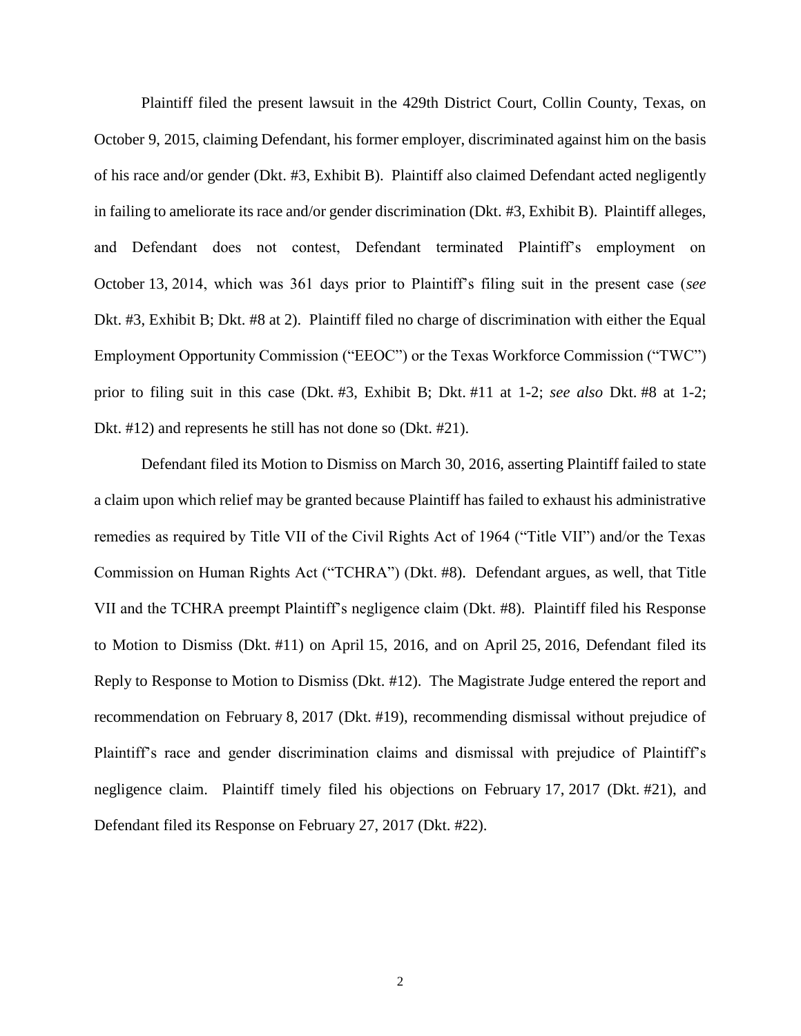Plaintiff filed the present lawsuit in the 429th District Court, Collin County, Texas, on October 9, 2015, claiming Defendant, his former employer, discriminated against him on the basis of his race and/or gender (Dkt. #3, Exhibit B). Plaintiff also claimed Defendant acted negligently in failing to ameliorate its race and/or gender discrimination (Dkt. #3, Exhibit B). Plaintiff alleges, and Defendant does not contest, Defendant terminated Plaintiff's employment on October 13, 2014, which was 361 days prior to Plaintiff's filing suit in the present case (*see* Dkt. #3, Exhibit B; Dkt. #8 at 2). Plaintiff filed no charge of discrimination with either the Equal Employment Opportunity Commission ("EEOC") or the Texas Workforce Commission ("TWC") prior to filing suit in this case (Dkt. #3, Exhibit B; Dkt. #11 at 1-2; *see also* Dkt. #8 at 1-2; Dkt. #12) and represents he still has not done so (Dkt. #21).

Defendant filed its Motion to Dismiss on March 30, 2016, asserting Plaintiff failed to state a claim upon which relief may be granted because Plaintiff has failed to exhaust his administrative remedies as required by Title VII of the Civil Rights Act of 1964 ("Title VII") and/or the Texas Commission on Human Rights Act ("TCHRA") (Dkt. #8). Defendant argues, as well, that Title VII and the TCHRA preempt Plaintiff's negligence claim (Dkt. #8). Plaintiff filed his Response to Motion to Dismiss (Dkt. #11) on April 15, 2016, and on April 25, 2016, Defendant filed its Reply to Response to Motion to Dismiss (Dkt. #12). The Magistrate Judge entered the report and recommendation on February 8, 2017 (Dkt. #19), recommending dismissal without prejudice of Plaintiff's race and gender discrimination claims and dismissal with prejudice of Plaintiff's negligence claim. Plaintiff timely filed his objections on February 17, 2017 (Dkt. #21), and Defendant filed its Response on February 27, 2017 (Dkt. #22).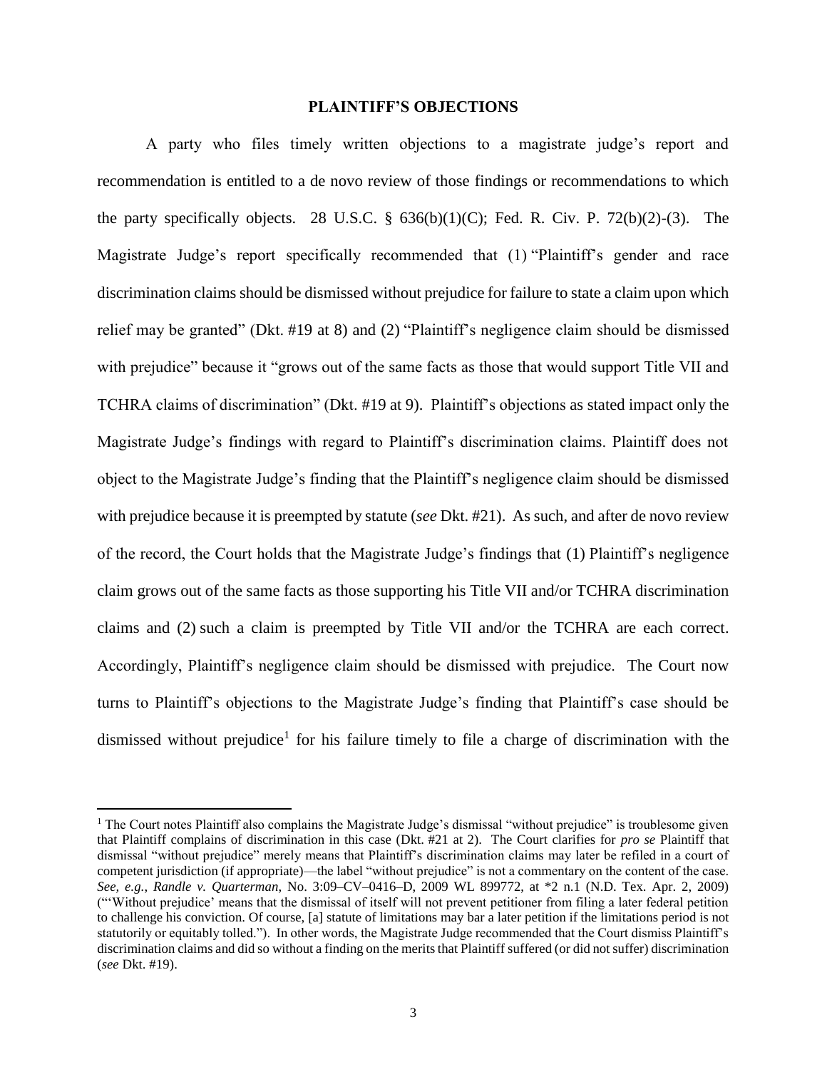## PLAINTIFF'S OBJECTIONS

A party who files timely written objections to a magistrate judge's report and recommendation is entitled to a de novo review of those findings or recommendations to which the party specifically objects. 28 U.S.C. § 636(b)(1)(C); Fed. R. Civ. P. 72(b)(2)-(3). The Magistrate Judge's report specifically recommended that (1) "Plaintiff's gender and race discrimination claims should be dismissed without prejudice for failure to state a claim upon which relief may be granted" (Dkt. #19 at 8) and (2) "Plaintiff's negligence claim should be dismissed with prejudice" because it "grows out of the same facts as those that would support Title VII and TCHRA claims of discrimination" (Dkt. #19 at 9). Plaintiff's objections as stated impact only the Magistrate Judge's findings with regard to Plaintiff's discrimination claims. Plaintiff does not object to the Magistrate Judge's finding that the Plaintiff's negligence claim should be dismissed with prejudice because it is preempted by statute (*see* Dkt. #21). As such, and after de novo review of the record, the Court holds that the Magistrate Judge's findings that (1) Plaintiff's negligence claim grows out of the same facts as those supporting his Title VII and/or TCHRA discrimination claims and (2) such a claim is preempted by Title VII and/or the TCHRA are each correct. Accordingly, Plaintiff's negligence claim should be dismissed with prejudice. The Court now turns to Plaintiff's objections to the Magistrate Judge's finding that Plaintiff's case should be dismissed without prejudice[1] for his failure timely to file a charge of discrimination with the

---

[1] The Court notes Plaintiff also complains the Magistrate Judge's dismissal "without prejudice" is troublesome given that Plaintiff complains of discrimination in this case (Dkt. #21 at 2). The Court clarifies for *pro se* Plaintiff that dismissal "without prejudice" merely means that Plaintiff's discrimination claims may later be refiled in a court of competent jurisdiction (if appropriate)—the label "without prejudice" is not a commentary on the content of the case. *See, e.g., Randle v. Quarterman*, No. 3:09–CV–0416–D, 2009 WL 899772, at *2 n.1 (N.D. Tex. Apr. 2, 2009) ("'Without prejudice' means that the dismissal of itself will not prevent petitioner from filing a later federal petition to challenge his conviction. Of course, [a] statute of limitations may bar a later petition if the limitations period is not statutorily or equitably tolled."). In other words, the Magistrate Judge recommended that the Court dismiss Plaintiff's discrimination claims and did so without a finding on the merits that Plaintiff suffered (or did not suffer) discrimination (*see* Dkt. #19).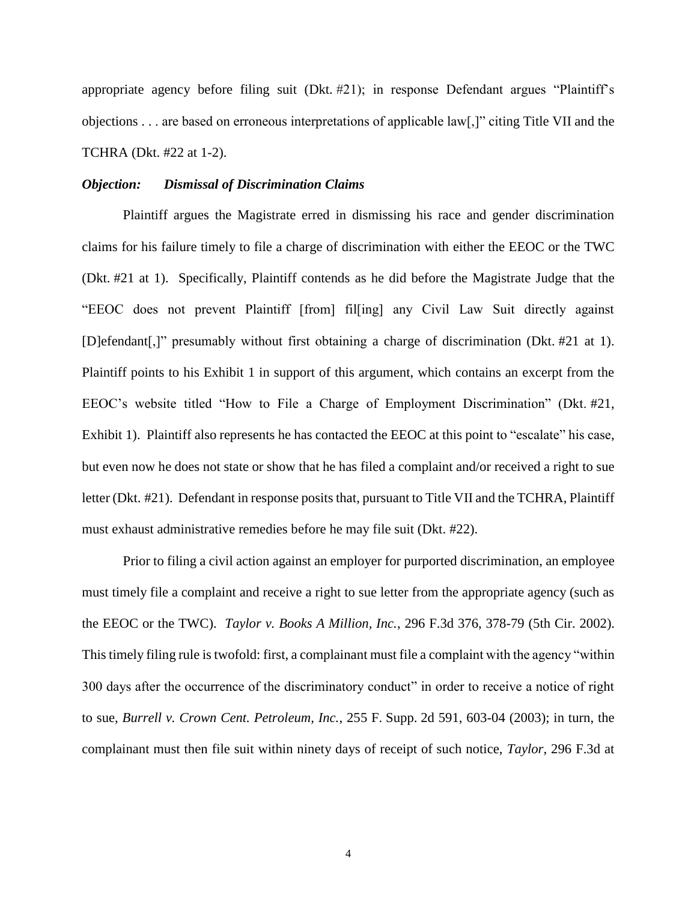appropriate agency before filing suit (Dkt. #21); in response Defendant argues "Plaintiff's objections . . . are based on erroneous interpretations of applicable law[,]" citing Title VII and the TCHRA (Dkt. #22 at 1-2).

***Objection: Dismissal of Discrimination Claims***

Plaintiff argues the Magistrate erred in dismissing his race and gender discrimination claims for his failure timely to file a charge of discrimination with either the EEOC or the TWC (Dkt. #21 at 1). Specifically, Plaintiff contends as he did before the Magistrate Judge that the "EEOC does not prevent Plaintiff [from] fil[ing] any Civil Law Suit directly against [D]efendant[,]" presumably without first obtaining a charge of discrimination (Dkt. #21 at 1). Plaintiff points to his Exhibit 1 in support of this argument, which contains an excerpt from the EEOC's website titled "How to File a Charge of Employment Discrimination" (Dkt. #21, Exhibit 1). Plaintiff also represents he has contacted the EEOC at this point to "escalate" his case, but even now he does not state or show that he has filed a complaint and/or received a right to sue letter (Dkt. #21). Defendant in response posits that, pursuant to Title VII and the TCHRA, Plaintiff must exhaust administrative remedies before he may file suit (Dkt. #22).

Prior to filing a civil action against an employer for purported discrimination, an employee must timely file a complaint and receive a right to sue letter from the appropriate agency (such as the EEOC or the TWC). *Taylor v. Books A Million, Inc.*, 296 F.3d 376, 378-79 (5th Cir. 2002). This timely filing rule is twofold: first, a complainant must file a complaint with the agency "within 300 days after the occurrence of the discriminatory conduct" in order to receive a notice of right to sue, *Burrell v. Crown Cent. Petroleum, Inc.*, 255 F. Supp. 2d 591, 603-04 (2003); in turn, the complainant must then file suit within ninety days of receipt of such notice, *Taylor*, 296 F.3d at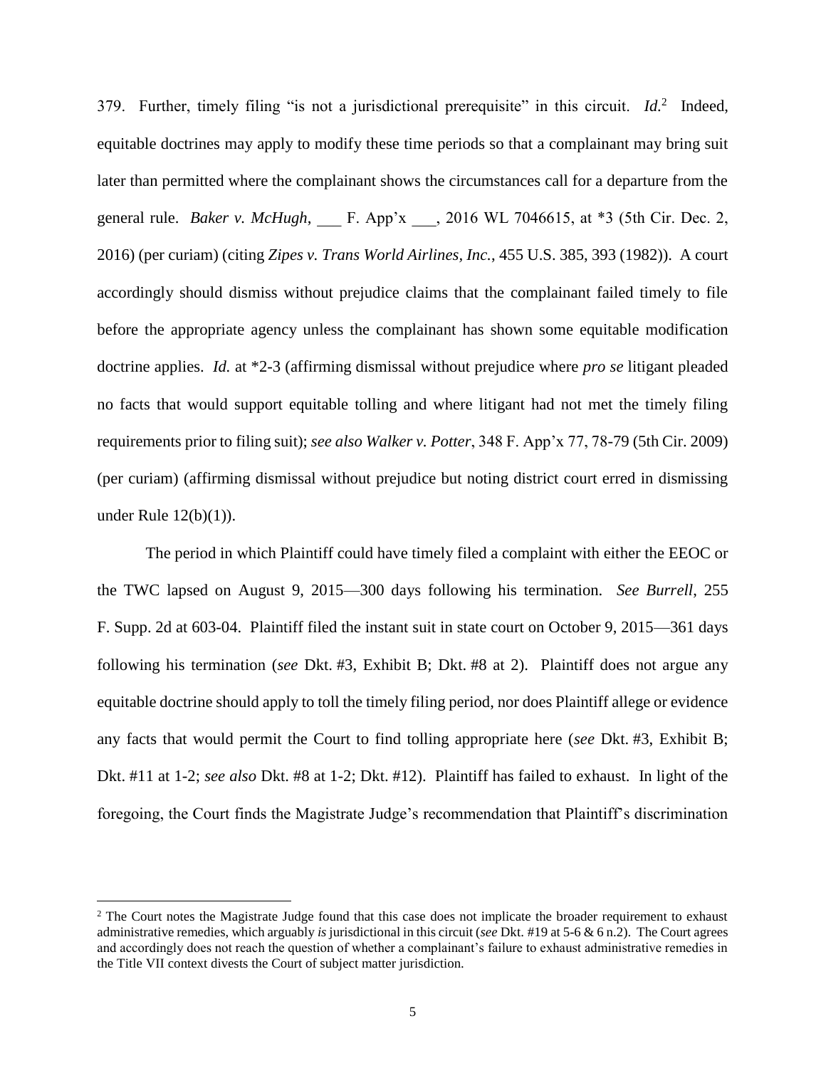379. Further, timely filing "is not a jurisdictional prerequisite" in this circuit. *Id.*[2] Indeed, equitable doctrines may apply to modify these time periods so that a complainant may bring suit later than permitted where the complainant shows the circumstances call for a departure from the general rule. *Baker v. McHugh*, ___ F. App'x ___, 2016 WL 7046615, at *3 (5th Cir. Dec. 2, 2016) (per curiam) (citing *Zipes v. Trans World Airlines, Inc.*, 455 U.S. 385, 393 (1982)). A court accordingly should dismiss without prejudice claims that the complainant failed timely to file before the appropriate agency unless the complainant has shown some equitable modification doctrine applies. *Id.* at *2-3 (affirming dismissal without prejudice where *pro se* litigant pleaded no facts that would support equitable tolling and where litigant had not met the timely filing requirements prior to filing suit); *see also Walker v. Potter*, 348 F. App'x 77, 78-79 (5th Cir. 2009) (per curiam) (affirming dismissal without prejudice but noting district court erred in dismissing under Rule 12(b)(1)).

The period in which Plaintiff could have timely filed a complaint with either the EEOC or the TWC lapsed on August 9, 2015—300 days following his termination. *See Burrell*, 255 F. Supp. 2d at 603-04. Plaintiff filed the instant suit in state court on October 9, 2015—361 days following his termination (*see* Dkt. #3, Exhibit B; Dkt. #8 at 2). Plaintiff does not argue any equitable doctrine should apply to toll the timely filing period, nor does Plaintiff allege or evidence any facts that would permit the Court to find tolling appropriate here (*see* Dkt. #3, Exhibit B; Dkt. #11 at 1-2; *see also* Dkt. #8 at 1-2; Dkt. #12). Plaintiff has failed to exhaust. In light of the foregoing, the Court finds the Magistrate Judge's recommendation that Plaintiff's discrimination

---

[2] The Court notes the Magistrate Judge found that this case does not implicate the broader requirement to exhaust administrative remedies, which arguably *is* jurisdictional in this circuit (*see* Dkt. #19 at 5-6 & 6 n.2). The Court agrees and accordingly does not reach the question of whether a complainant's failure to exhaust administrative remedies in the Title VII context divests the Court of subject matter jurisdiction.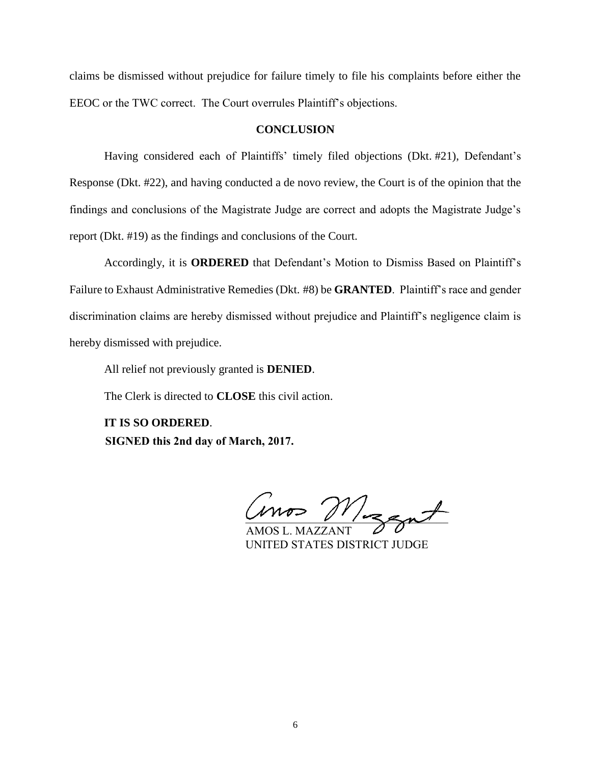claims be dismissed without prejudice for failure timely to file his complaints before either the EEOC or the TWC correct. The Court overrules Plaintiff's objections.

## CONCLUSION

Having considered each of Plaintiffs' timely filed objections (Dkt. #21), Defendant's Response (Dkt. #22), and having conducted a de novo review, the Court is of the opinion that the findings and conclusions of the Magistrate Judge are correct and adopts the Magistrate Judge's report (Dkt. #19) as the findings and conclusions of the Court.

Accordingly, it is **ORDERED** that Defendant's Motion to Dismiss Based on Plaintiff's Failure to Exhaust Administrative Remedies (Dkt. #8) be **GRANTED**. Plaintiff's race and gender discrimination claims are hereby dismissed without prejudice and Plaintiff's negligence claim is hereby dismissed with prejudice.

All relief not previously granted is **DENIED**.

The Clerk is directed to **CLOSE** this civil action.

**IT IS SO ORDERED**.

**SIGNED this 2nd day of March, 2017.**

AMOS L. MAZZANT
UNITED STATES DISTRICT JUDGE